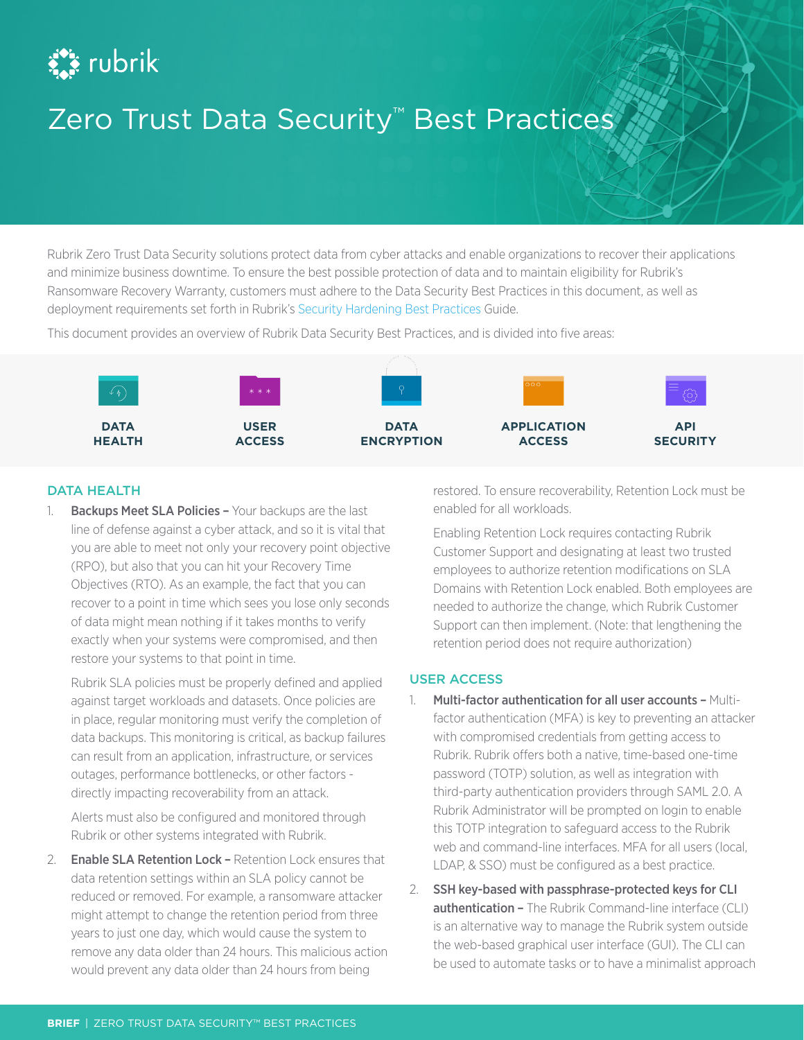# Zero Trust Data Security™ Best Practices

Rubrik Zero Trust Data Security solutions protect data from cyber attacks and enable organizations to recover their applications and minimize business downtime. To ensure the best possible protection of data and to maintain eligibility for Rubrik's Ransomware Recovery Warranty, customers must adhere to the Data Security Best Practices in this document, as well as deployment requirements set forth in Rubrik's Security Hardening Best Practices Guide.

This document provides an overview of Rubrik Data Security Best Practices, and is divided into five areas:

- DATA HEALTH
- USER ACCESS
- DATA ENCRYPTION
- APPLICATION ACCESS
- API SECURITY

## DATA HEALTH

1. **Backups Meet SLA Policies –** Your backups are the last line of defense against a cyber attack, and so it is vital that you are able to meet not only your recovery point objective (RPO), but also that you can hit your Recovery Time Objectives (RTO). As an example, the fact that you can recover to a point in time which sees you lose only seconds of data might mean nothing if it takes months to verify exactly when your systems were compromised, and then restore your systems to that point in time.

   Rubrik SLA policies must be properly defined and applied against target workloads and datasets. Once policies are in place, regular monitoring must verify the completion of data backups. This monitoring is critical, as backup failures can result from an application, infrastructure, or services outages, performance bottlenecks, or other factors - directly impacting recoverability from an attack.

   Alerts must also be configured and monitored through Rubrik or other systems integrated with Rubrik.

2. **Enable SLA Retention Lock –** Retention Lock ensures that data retention settings within an SLA policy cannot be reduced or removed. For example, a ransomware attacker might attempt to change the retention period from three years to just one day, which would cause the system to remove any data older than 24 hours. This malicious action would prevent any data older than 24 hours from being restored. To ensure recoverability, Retention Lock must be enabled for all workloads.

   Enabling Retention Lock requires contacting Rubrik Customer Support and designating at least two trusted employees to authorize retention modifications on SLA Domains with Retention Lock enabled. Both employees are needed to authorize the change, which Rubrik Customer Support can then implement. (Note: that lengthening the retention period does not require authorization)

## USER ACCESS

1. **Multi-factor authentication for all user accounts –** Multi-factor authentication (MFA) is key to preventing an attacker with compromised credentials from getting access to Rubrik. Rubrik offers both a native, time-based one-time password (TOTP) solution, as well as integration with third-party authentication providers through SAML 2.0. A Rubrik Administrator will be prompted on login to enable this TOTP integration to safeguard access to the Rubrik web and command-line interfaces. MFA for all users (local, LDAP, & SSO) must be configured as a best practice.

2. **SSH key-based with passphrase-protected keys for CLI authentication –** The Rubrik Command-line interface (CLI) is an alternative way to manage the Rubrik system outside the web-based graphical user interface (GUI). The CLI can be used to automate tasks or to have a minimalist approach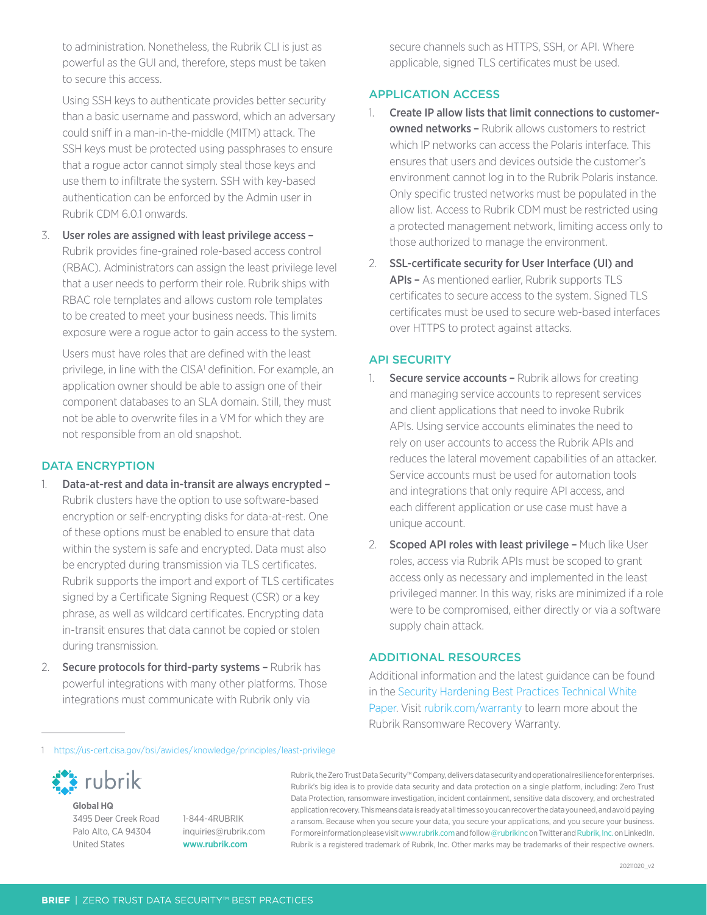to administration. Nonetheless, the Rubrik CLI is just as powerful as the GUI and, therefore, steps must be taken to secure this access.

Using SSH keys to authenticate provides better security than a basic username and password, which an adversary could sniff in a man-in-the-middle (MITM) attack. The SSH keys must be protected using passphrases to ensure that a rogue actor cannot simply steal those keys and use them to infiltrate the system. SSH with key-based authentication can be enforced by the Admin user in Rubrik CDM 6.0.1 onwards.

3. **User roles are assigned with least privilege access –** Rubrik provides fine-grained role-based access control (RBAC). Administrators can assign the least privilege level that a user needs to perform their role. Rubrik ships with RBAC role templates and allows custom role templates to be created to meet your business needs. This limits exposure were a rogue actor to gain access to the system.

   Users must have roles that are defined with the least privilege, in line with the CISA[1] definition. For example, an application owner should be able to assign one of their component databases to an SLA domain. Still, they must not be able to overwrite files in a VM for which they are not responsible from an old snapshot.

## DATA ENCRYPTION

1. **Data-at-rest and data in-transit are always encrypted –** Rubrik clusters have the option to use software-based encryption or self-encrypting disks for data-at-rest. One of these options must be enabled to ensure that data within the system is safe and encrypted. Data must also be encrypted during transmission via TLS certificates. Rubrik supports the import and export of TLS certificates signed by a Certificate Signing Request (CSR) or a key phrase, as well as wildcard certificates. Encrypting data in-transit ensures that data cannot be copied or stolen during transmission.
2. **Secure protocols for third-party systems –** Rubrik has powerful integrations with many other platforms. Those integrations must communicate with Rubrik only via secure channels such as HTTPS, SSH, or API. Where applicable, signed TLS certificates must be used.

## APPLICATION ACCESS

1. **Create IP allow lists that limit connections to customer-owned networks –** Rubrik allows customers to restrict which IP networks can access the Polaris interface. This ensures that users and devices outside the customer's environment cannot log in to the Rubrik Polaris instance. Only specific trusted networks must be populated in the allow list. Access to Rubrik CDM must be restricted using a protected management network, limiting access only to those authorized to manage the environment.
2. **SSL-certificate security for User Interface (UI) and APIs –** As mentioned earlier, Rubrik supports TLS certificates to secure access to the system. Signed TLS certificates must be used to secure web-based interfaces over HTTPS to protect against attacks.

## API SECURITY

1. **Secure service accounts –** Rubrik allows for creating and managing service accounts to represent services and client applications that need to invoke Rubrik APIs. Using service accounts eliminates the need to rely on user accounts to access the Rubrik APIs and reduces the lateral movement capabilities of an attacker. Service accounts must be used for automation tools and integrations that only require API access, and each different application or use case must have a unique account.
2. **Scoped API roles with least privilege –** Much like User roles, access via Rubrik APIs must be scoped to grant access only as necessary and implemented in the least privileged manner. In this way, risks are minimized if a role were to be compromised, either directly or via a software supply chain attack.

## ADDITIONAL RESOURCES

Additional information and the latest guidance can be found in the Security Hardening Best Practices Technical White Paper. Visit rubrik.com/warranty to learn more about the Rubrik Ransomware Recovery Warranty.

1 https://us-cert.cisa.gov/bsi/awicles/knowledge/principles/least-privilege

rubrik

**Global HQ**
3495 Deer Creek Road
Palo Alto, CA 94304
United States

1-844-4RUBRIK
inquiries@rubrik.com
**www.rubrik.com**

Rubrik, the Zero Trust Data Security™ Company, delivers data security and operational resilience for enterprises. Rubrik's big idea is to provide data security and data protection on a single platform, including: Zero Trust Data Protection, ransomware investigation, incident containment, sensitive data discovery, and orchestrated application recovery. This means data is ready at all times so you can recover the data you need, and avoid paying a ransom. Because when you secure your data, you secure your applications, and you secure your business. For more information please visit www.rubrik.com and follow @rubrikInc on Twitter and Rubrik, Inc. on LinkedIn. Rubrik is a registered trademark of Rubrik, Inc. Other marks may be trademarks of their respective owners.

20211020_v2

**BRIEF** | ZERO TRUST DATA SECURITY™ BEST PRACTICES